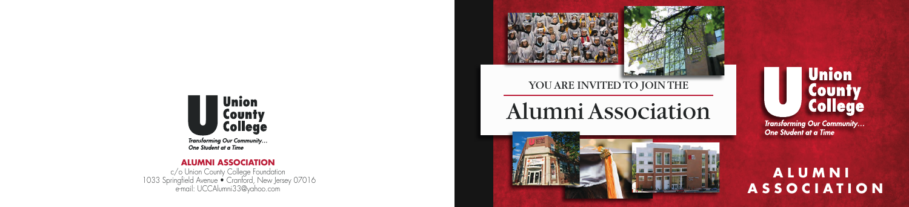**Union County College**

*Transforming Our Community… One Student at a Time*

## ALUMNI ASSOCIATION

c/o Union County College Foundation
1033 Springfield Avenue • Cranford, New Jersey 07016
e-mail: UCCAlumni33@yahoo.com

YOU ARE INVITED TO JOIN THE

# Alumni Association

**Union County College**

*Transforming Our Community… One Student at a Time*

## ALUMNI ASSOCIATION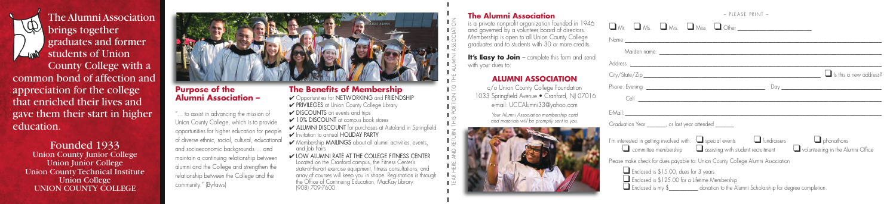The Alumni Association brings together graduates and former students of Union County College with a common bond of affection and appreciation for the college that enriched their lives and gave them their start in higher education.

Founded 1933
Union County Junior College
Union Junior College
Union County Technical Institute
Union College
UNION COUNTY COLLEGE

## Purpose of the Alumni Association –

"… to assist in advancing the mission of Union County College, which is to provide opportunities for higher education for people of diverse ethnic, racial, cultural, educational and socioeconomic backgrounds … and maintain a continuing relationship between alumni and the College and strengthen the relationship between the College and the community." (By-laws)

## The Benefits of Membership

- ✔ Opportunities for NETWORKING and FRIENDSHIP
- ✔ PRIVILEGES at Union County College Library
- ✔ DISCOUNTS on events and trips
- ✔ 10% DISCOUNT at campus book stores
- ✔ ALUMNI DISCOUNT for purchases at Autoland in Springfield
- ✔ Invitation to annual HOLIDAY PARTY
- ✔ Membership MAILINGS about all alumni activities, events, and Job Fairs
- ✔ LOW ALUMNI RATE AT THE COLLEGE FITNESS CENTER Located on the Cranford campus, the Fitness Center's state-of-the-art exercise equipment, fitness consultations, and array of courses will keep you in shape. Registration is through the Office of Continuing Education, MacKay Library. (908) 709-7600.

TEAR HERE AND RETURN THIS PORTION TO THE ALUMNI ASSOCIATION

## The Alumni Association

is a private nonprofit organization founded in 1946 and governed by a volunteer board of directors. Membership is open to all Union County College graduates and to students with 30 or more credits.

**It's Easy to Join** – complete this form and send with your dues to:

### ALUMNI ASSOCIATION

c/o Union County College Foundation
1033 Springfield Avenue • Cranford, NJ 07016
e-mail: UCCAlumni33@yahoo.com

*Your Alumni Association membership card and materials will be promptly sent to you.*

– PLEASE PRINT –

☐ Mr. ☐ Ms. ☐ Mrs. ☐ Miss ☐ Other ______________________

Name ______________________________________________________________

Maiden name: ______________________________________________________

Address ____________________________________________________________

City/State/Zip ________________________________________ ☐ Is this a new address?

Phone: Evening ______________________________ Day ______________________

Cell ______________________________________________________________

E-Mail: ____________________________________________________________

Graduation Year ______, or last year attended ______

I'm interested in getting involved with: ☐ special events ☐ fundraisers ☐ phonathons ☐ committee membership ☐ assisting with student recruitment ☐ volunteering in the Alumni Office

Please make check for dues payable to: Union County College Alumni Association

☐ Enclosed is $15.00, dues for 3 years
☐ Enclosed is $125.00 for a Lifetime Membership
☐ Enclosed is my $__________ donation to the Alumni Scholarship for degree completion.